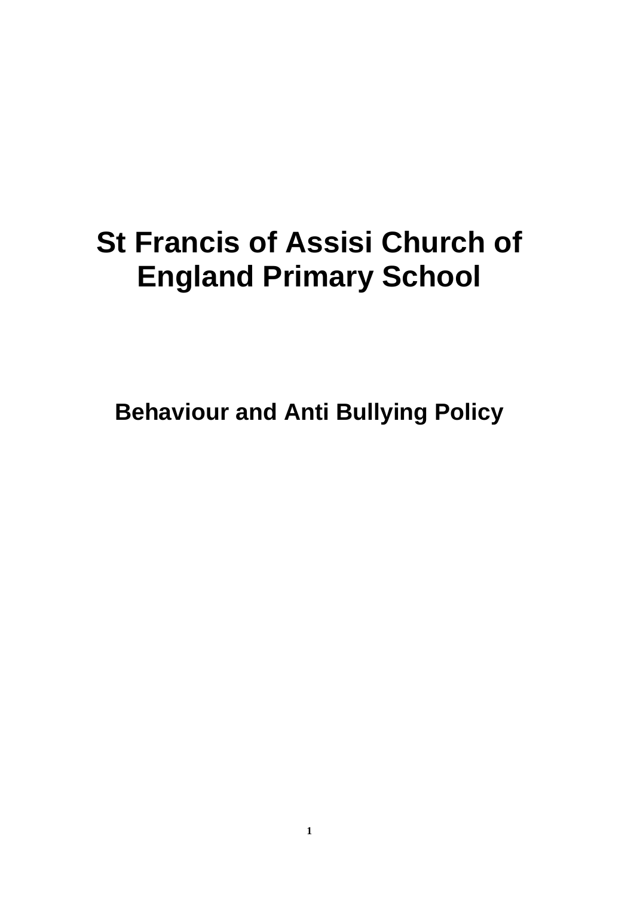# St Francis of Assisi Church of England Primary School

## Behaviour and Anti Bullying Policy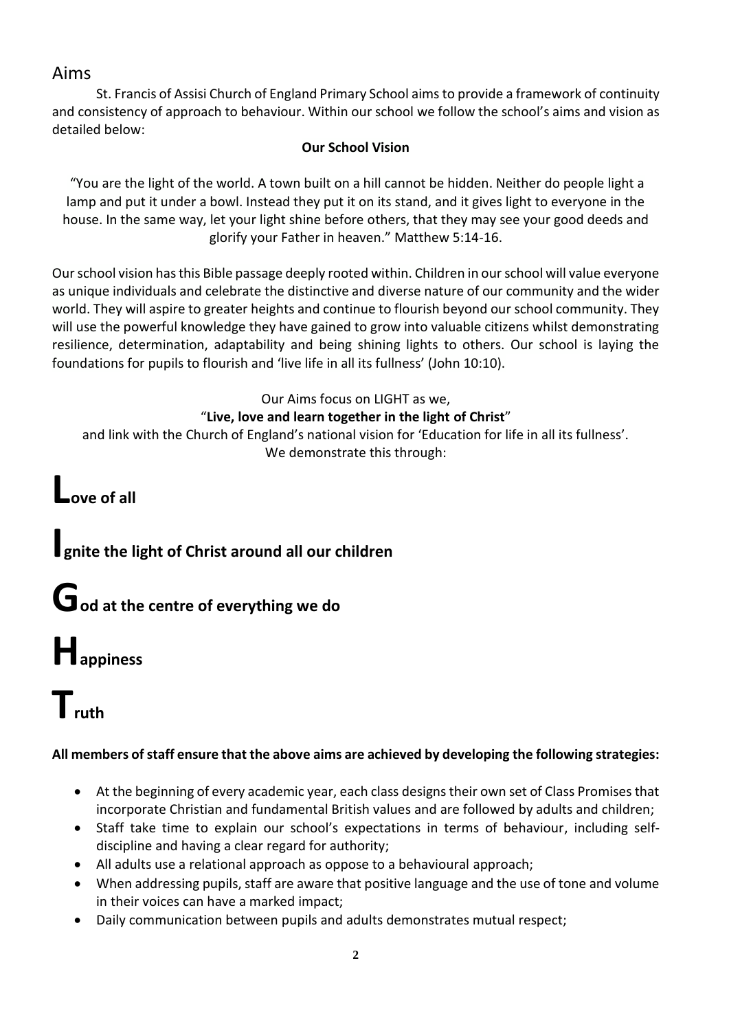## Aims

St. Francis of Assisi Church of England Primary School aims to provide a framework of continuity and consistency of approach to behaviour. Within our school we follow the school's aims and vision as detailed below:

**Our School Vision**

"You are the light of the world. A town built on a hill cannot be hidden. Neither do people light a lamp and put it under a bowl. Instead they put it on its stand, and it gives light to everyone in the house. In the same way, let your light shine before others, that they may see your good deeds and glorify your Father in heaven." Matthew 5:14-16.

Our school vision has this Bible passage deeply rooted within. Children in our school will value everyone as unique individuals and celebrate the distinctive and diverse nature of our community and the wider world. They will aspire to greater heights and continue to flourish beyond our school community. They will use the powerful knowledge they have gained to grow into valuable citizens whilst demonstrating resilience, determination, adaptability and being shining lights to others. Our school is laying the foundations for pupils to flourish and 'live life in all its fullness' (John 10:10).

Our Aims focus on LIGHT as we,

"**Live, love and learn together in the light of Christ**"

and link with the Church of England's national vision for 'Education for life in all its fullness'.

We demonstrate this through:

**Love of all**

**Ignite the light of Christ around all our children**

**God at the centre of everything we do**

**Happiness**

**Truth**

**All members of staff ensure that the above aims are achieved by developing the following strategies:**

- At the beginning of every academic year, each class designs their own set of Class Promises that incorporate Christian and fundamental British values and are followed by adults and children;
- Staff take time to explain our school's expectations in terms of behaviour, including self-discipline and having a clear regard for authority;
- All adults use a relational approach as oppose to a behavioural approach;
- When addressing pupils, staff are aware that positive language and the use of tone and volume in their voices can have a marked impact;
- Daily communication between pupils and adults demonstrates mutual respect;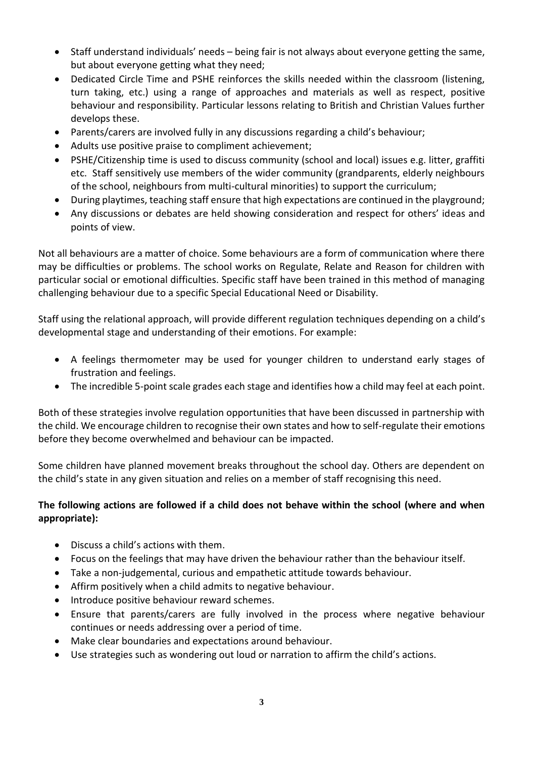- Staff understand individuals' needs – being fair is not always about everyone getting the same, but about everyone getting what they need;
- Dedicated Circle Time and PSHE reinforces the skills needed within the classroom (listening, turn taking, etc.) using a range of approaches and materials as well as respect, positive behaviour and responsibility. Particular lessons relating to British and Christian Values further develops these.
- Parents/carers are involved fully in any discussions regarding a child's behaviour;
- Adults use positive praise to compliment achievement;
- PSHE/Citizenship time is used to discuss community (school and local) issues e.g. litter, graffiti etc. Staff sensitively use members of the wider community (grandparents, elderly neighbours of the school, neighbours from multi-cultural minorities) to support the curriculum;
- During playtimes, teaching staff ensure that high expectations are continued in the playground;
- Any discussions or debates are held showing consideration and respect for others' ideas and points of view.

Not all behaviours are a matter of choice. Some behaviours are a form of communication where there may be difficulties or problems. The school works on Regulate, Relate and Reason for children with particular social or emotional difficulties. Specific staff have been trained in this method of managing challenging behaviour due to a specific Special Educational Need or Disability.

Staff using the relational approach, will provide different regulation techniques depending on a child's developmental stage and understanding of their emotions. For example:

- A feelings thermometer may be used for younger children to understand early stages of frustration and feelings.
- The incredible 5-point scale grades each stage and identifies how a child may feel at each point.

Both of these strategies involve regulation opportunities that have been discussed in partnership with the child. We encourage children to recognise their own states and how to self-regulate their emotions before they become overwhelmed and behaviour can be impacted.

Some children have planned movement breaks throughout the school day. Others are dependent on the child's state in any given situation and relies on a member of staff recognising this need.

**The following actions are followed if a child does not behave within the school (where and when appropriate):**

- Discuss a child's actions with them.
- Focus on the feelings that may have driven the behaviour rather than the behaviour itself.
- Take a non-judgemental, curious and empathetic attitude towards behaviour.
- Affirm positively when a child admits to negative behaviour.
- Introduce positive behaviour reward schemes.
- Ensure that parents/carers are fully involved in the process where negative behaviour continues or needs addressing over a period of time.
- Make clear boundaries and expectations around behaviour.
- Use strategies such as wondering out loud or narration to affirm the child's actions.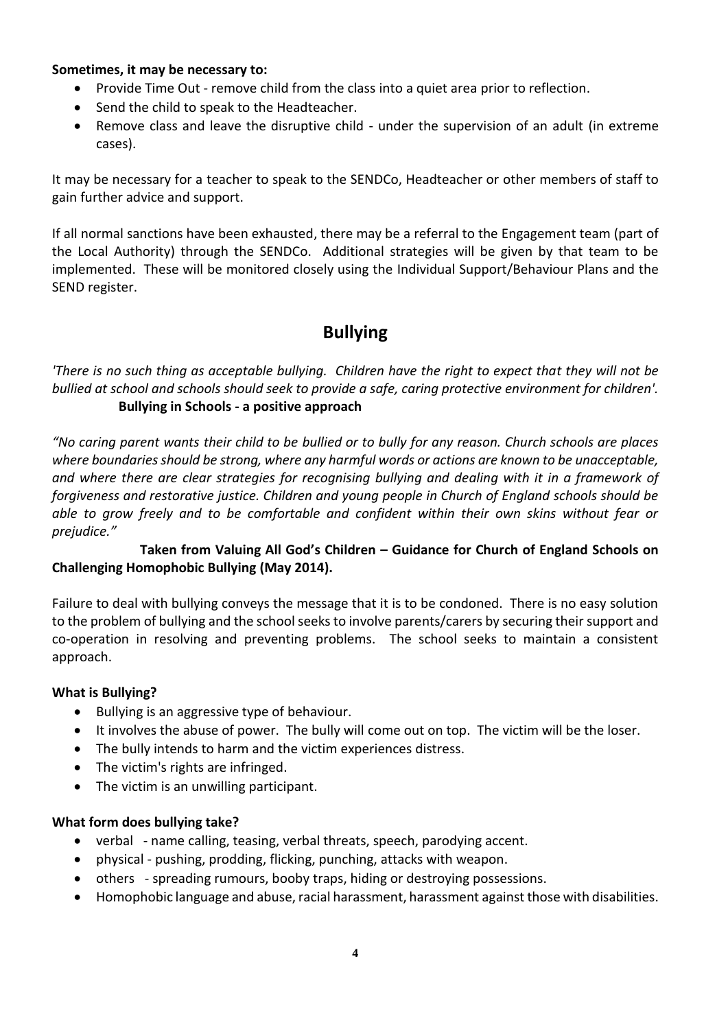**Sometimes, it may be necessary to:**

- Provide Time Out - remove child from the class into a quiet area prior to reflection.
- Send the child to speak to the Headteacher.
- Remove class and leave the disruptive child - under the supervision of an adult (in extreme cases).

It may be necessary for a teacher to speak to the SENDCo, Headteacher or other members of staff to gain further advice and support.

If all normal sanctions have been exhausted, there may be a referral to the Engagement team (part of the Local Authority) through the SENDCo. Additional strategies will be given by that team to be implemented. These will be monitored closely using the Individual Support/Behaviour Plans and the SEND register.

## Bullying

*'There is no such thing as acceptable bullying. Children have the right to expect that they will not be bullied at school and schools should seek to provide a safe, caring protective environment for children'.*
**Bullying in Schools - a positive approach**

*"No caring parent wants their child to be bullied or to bully for any reason. Church schools are places where boundaries should be strong, where any harmful words or actions are known to be unacceptable, and where there are clear strategies for recognising bullying and dealing with it in a framework of forgiveness and restorative justice. Children and young people in Church of England schools should be able to grow freely and to be comfortable and confident within their own skins without fear or prejudice."*

**Taken from Valuing All God's Children – Guidance for Church of England Schools on Challenging Homophobic Bullying (May 2014).**

Failure to deal with bullying conveys the message that it is to be condoned. There is no easy solution to the problem of bullying and the school seeks to involve parents/carers by securing their support and co-operation in resolving and preventing problems. The school seeks to maintain a consistent approach.

**What is Bullying?**

- Bullying is an aggressive type of behaviour.
- It involves the abuse of power. The bully will come out on top. The victim will be the loser.
- The bully intends to harm and the victim experiences distress.
- The victim's rights are infringed.
- The victim is an unwilling participant.

**What form does bullying take?**

- verbal - name calling, teasing, verbal threats, speech, parodying accent.
- physical - pushing, prodding, flicking, punching, attacks with weapon.
- others - spreading rumours, booby traps, hiding or destroying possessions.
- Homophobic language and abuse, racial harassment, harassment against those with disabilities.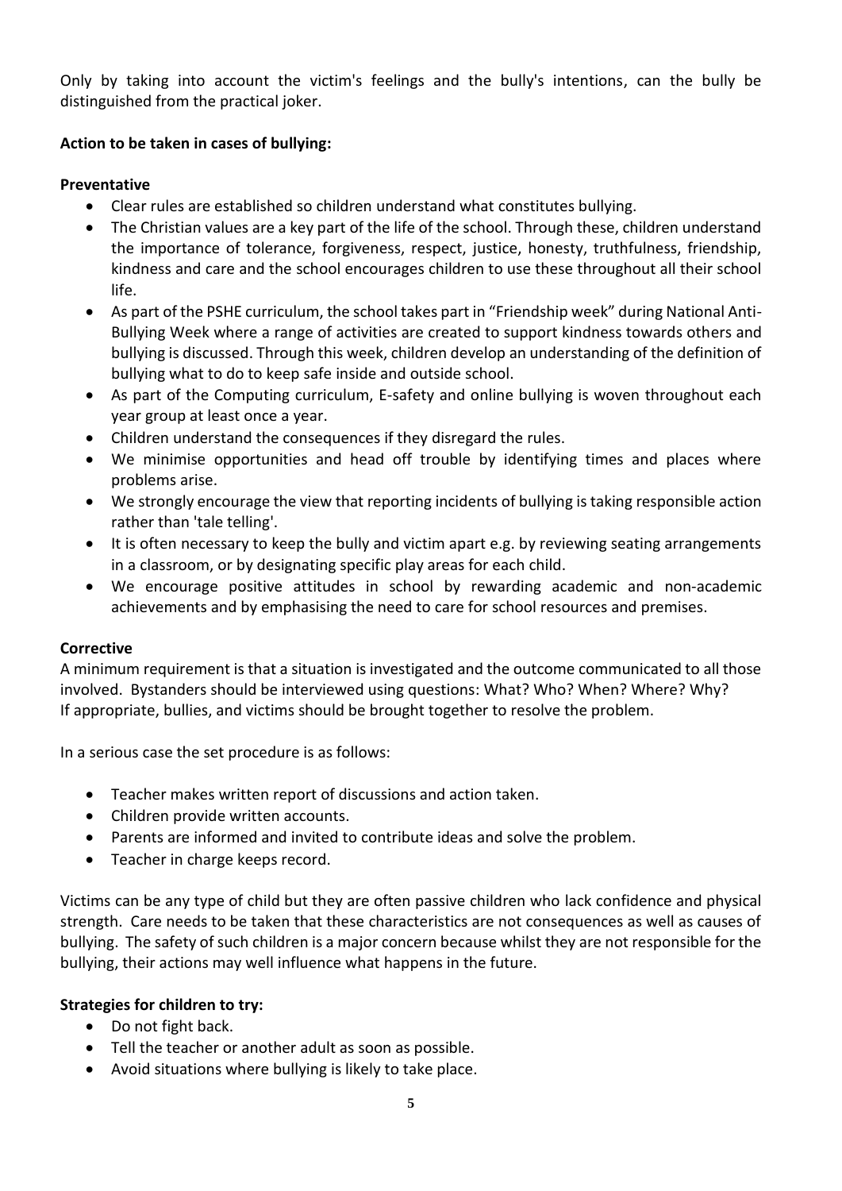Only by taking into account the victim's feelings and the bully's intentions, can the bully be distinguished from the practical joker.

**Action to be taken in cases of bullying:**

**Preventative**

- Clear rules are established so children understand what constitutes bullying.
- The Christian values are a key part of the life of the school. Through these, children understand the importance of tolerance, forgiveness, respect, justice, honesty, truthfulness, friendship, kindness and care and the school encourages children to use these throughout all their school life.
- As part of the PSHE curriculum, the school takes part in "Friendship week" during National Anti-Bullying Week where a range of activities are created to support kindness towards others and bullying is discussed. Through this week, children develop an understanding of the definition of bullying what to do to keep safe inside and outside school.
- As part of the Computing curriculum, E-safety and online bullying is woven throughout each year group at least once a year.
- Children understand the consequences if they disregard the rules.
- We minimise opportunities and head off trouble by identifying times and places where problems arise.
- We strongly encourage the view that reporting incidents of bullying is taking responsible action rather than 'tale telling'.
- It is often necessary to keep the bully and victim apart e.g. by reviewing seating arrangements in a classroom, or by designating specific play areas for each child.
- We encourage positive attitudes in school by rewarding academic and non-academic achievements and by emphasising the need to care for school resources and premises.

**Corrective**

A minimum requirement is that a situation is investigated and the outcome communicated to all those involved. Bystanders should be interviewed using questions: What? Who? When? Where? Why?
If appropriate, bullies, and victims should be brought together to resolve the problem.

In a serious case the set procedure is as follows:

- Teacher makes written report of discussions and action taken.
- Children provide written accounts.
- Parents are informed and invited to contribute ideas and solve the problem.
- Teacher in charge keeps record.

Victims can be any type of child but they are often passive children who lack confidence and physical strength. Care needs to be taken that these characteristics are not consequences as well as causes of bullying. The safety of such children is a major concern because whilst they are not responsible for the bullying, their actions may well influence what happens in the future.

**Strategies for children to try:**

- Do not fight back.
- Tell the teacher or another adult as soon as possible.
- Avoid situations where bullying is likely to take place.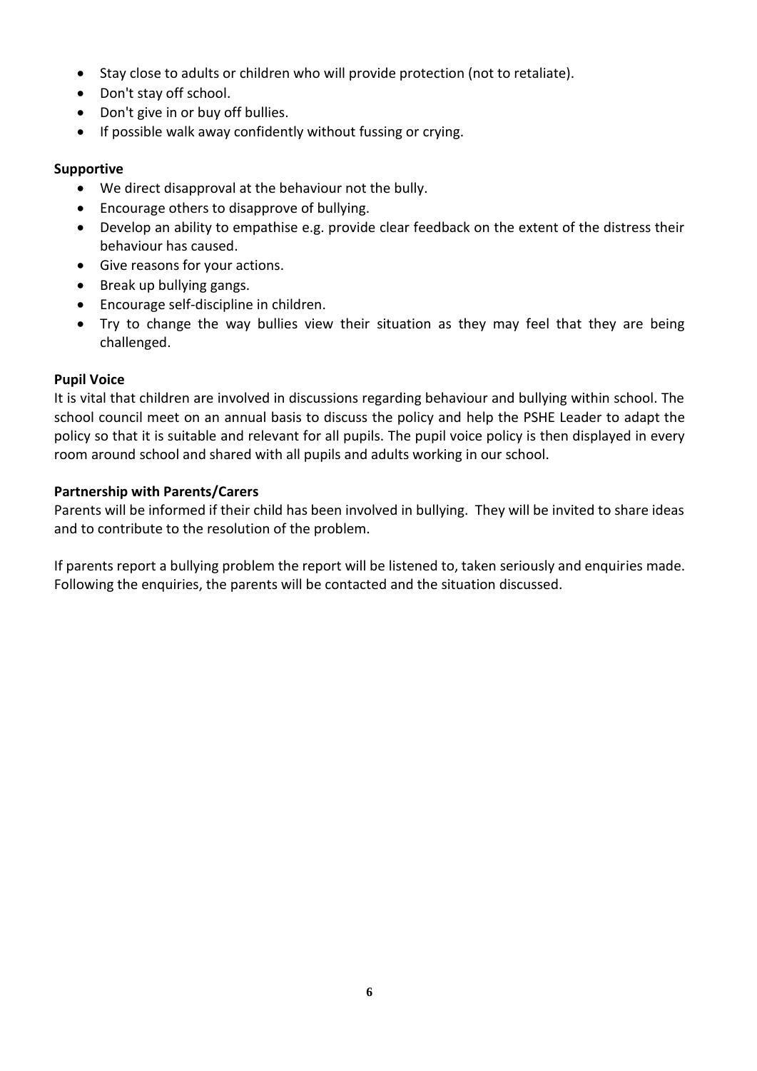- Stay close to adults or children who will provide protection (not to retaliate).
- Don't stay off school.
- Don't give in or buy off bullies.
- If possible walk away confidently without fussing or crying.

**Supportive**

- We direct disapproval at the behaviour not the bully.
- Encourage others to disapprove of bullying.
- Develop an ability to empathise e.g. provide clear feedback on the extent of the distress their behaviour has caused.
- Give reasons for your actions.
- Break up bullying gangs.
- Encourage self-discipline in children.
- Try to change the way bullies view their situation as they may feel that they are being challenged.

**Pupil Voice**

It is vital that children are involved in discussions regarding behaviour and bullying within school. The school council meet on an annual basis to discuss the policy and help the PSHE Leader to adapt the policy so that it is suitable and relevant for all pupils. The pupil voice policy is then displayed in every room around school and shared with all pupils and adults working in our school.

**Partnership with Parents/Carers**

Parents will be informed if their child has been involved in bullying. They will be invited to share ideas and to contribute to the resolution of the problem.

If parents report a bullying problem the report will be listened to, taken seriously and enquiries made. Following the enquiries, the parents will be contacted and the situation discussed.